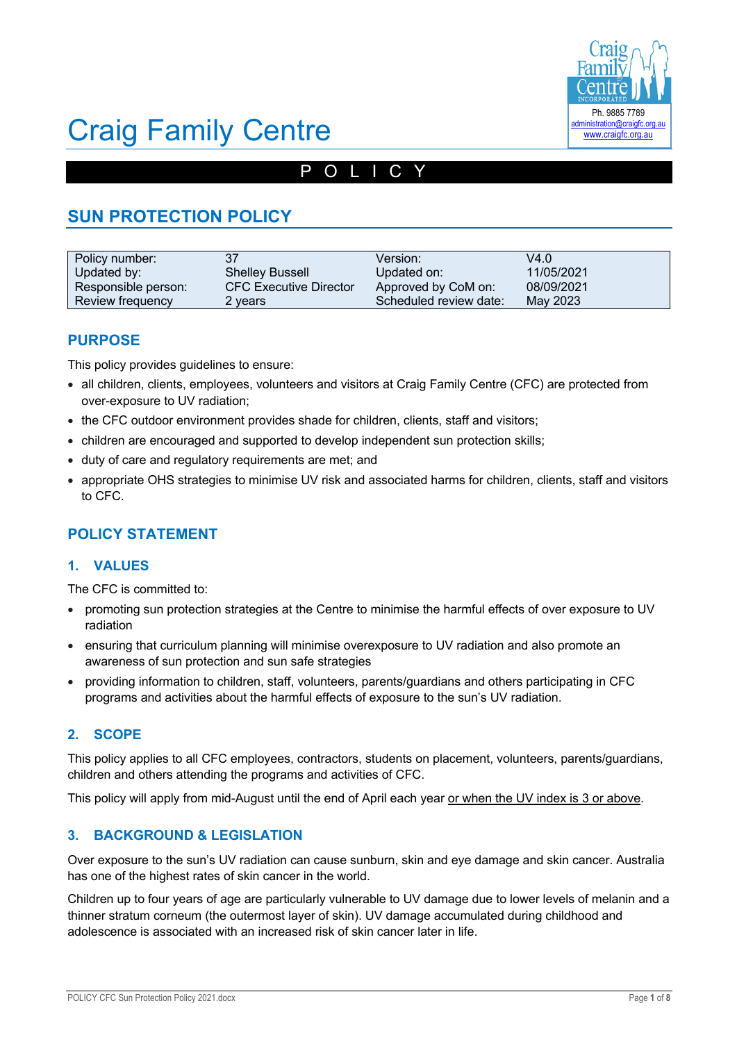# Craig Family Centre

Ph. 9885 7789
administration@craigfc.org.au
www.craigfc.org.au

P O L I C Y

## SUN PROTECTION POLICY

| Policy number: | 37 | Version: | V4.0 |
|---|---|---|---|
| Updated by: | Shelley Bussell | Updated on: | 11/05/2021 |
| Responsible person: | CFC Executive Director | Approved by CoM on: | 08/09/2021 |
| Review frequency | 2 years | Scheduled review date: | May 2023 |

## PURPOSE

This policy provides guidelines to ensure:

- all children, clients, employees, volunteers and visitors at Craig Family Centre (CFC) are protected from over-exposure to UV radiation;
- the CFC outdoor environment provides shade for children, clients, staff and visitors;
- children are encouraged and supported to develop independent sun protection skills;
- duty of care and regulatory requirements are met; and
- appropriate OHS strategies to minimise UV risk and associated harms for children, clients, staff and visitors to CFC.

## POLICY STATEMENT

### 1. VALUES

The CFC is committed to:

- promoting sun protection strategies at the Centre to minimise the harmful effects of over exposure to UV radiation
- ensuring that curriculum planning will minimise overexposure to UV radiation and also promote an awareness of sun protection and sun safe strategies
- providing information to children, staff, volunteers, parents/guardians and others participating in CFC programs and activities about the harmful effects of exposure to the sun's UV radiation.

### 2. SCOPE

This policy applies to all CFC employees, contractors, students on placement, volunteers, parents/guardians, children and others attending the programs and activities of CFC.

This policy will apply from mid-August until the end of April each year or when the UV index is 3 or above.

### 3. BACKGROUND & LEGISLATION

Over exposure to the sun's UV radiation can cause sunburn, skin and eye damage and skin cancer. Australia has one of the highest rates of skin cancer in the world.

Children up to four years of age are particularly vulnerable to UV damage due to lower levels of melanin and a thinner stratum corneum (the outermost layer of skin). UV damage accumulated during childhood and adolescence is associated with an increased risk of skin cancer later in life.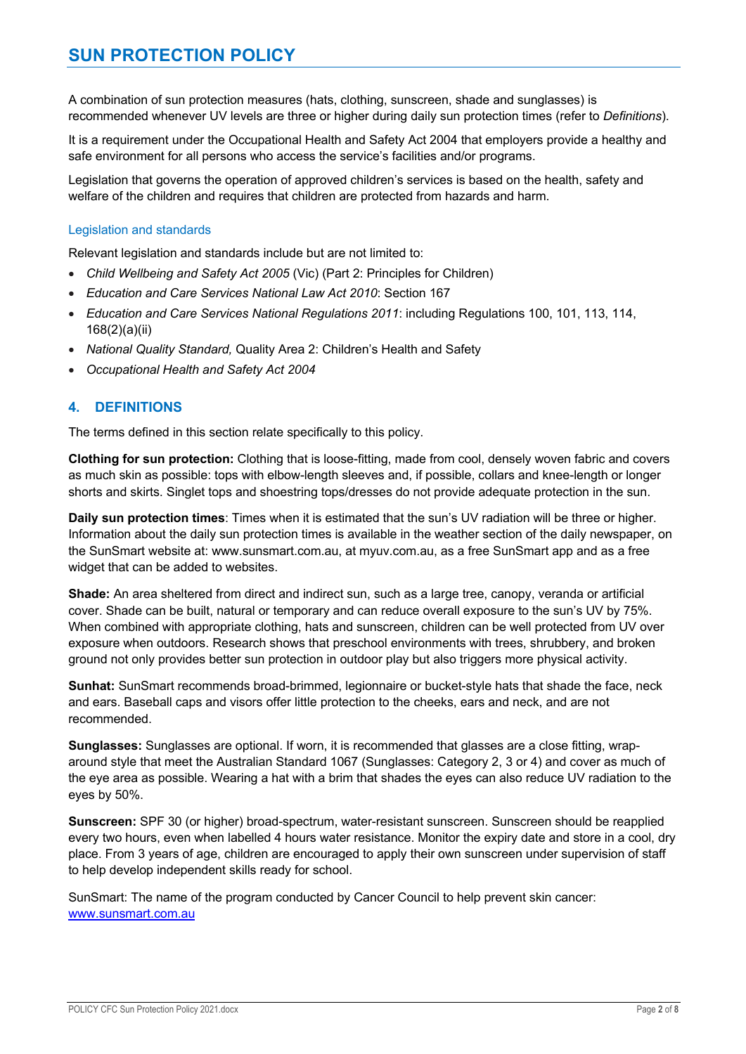# SUN PROTECTION POLICY

A combination of sun protection measures (hats, clothing, sunscreen, shade and sunglasses) is recommended whenever UV levels are three or higher during daily sun protection times (refer to *Definitions*).

It is a requirement under the Occupational Health and Safety Act 2004 that employers provide a healthy and safe environment for all persons who access the service's facilities and/or programs.

Legislation that governs the operation of approved children's services is based on the health, safety and welfare of the children and requires that children are protected from hazards and harm.

### Legislation and standards

Relevant legislation and standards include but are not limited to:

- *Child Wellbeing and Safety Act 2005* (Vic) (Part 2: Principles for Children)
- *Education and Care Services National Law Act 2010*: Section 167
- *Education and Care Services National Regulations 2011*: including Regulations 100, 101, 113, 114, 168(2)(a)(ii)
- *National Quality Standard,* Quality Area 2: Children's Health and Safety
- *Occupational Health and Safety Act 2004*

## 4. DEFINITIONS

The terms defined in this section relate specifically to this policy.

**Clothing for sun protection:** Clothing that is loose-fitting, made from cool, densely woven fabric and covers as much skin as possible: tops with elbow-length sleeves and, if possible, collars and knee-length or longer shorts and skirts. Singlet tops and shoestring tops/dresses do not provide adequate protection in the sun.

**Daily sun protection times**: Times when it is estimated that the sun's UV radiation will be three or higher. Information about the daily sun protection times is available in the weather section of the daily newspaper, on the SunSmart website at: www.sunsmart.com.au, at myuv.com.au, as a free SunSmart app and as a free widget that can be added to websites.

**Shade:** An area sheltered from direct and indirect sun, such as a large tree, canopy, veranda or artificial cover. Shade can be built, natural or temporary and can reduce overall exposure to the sun's UV by 75%. When combined with appropriate clothing, hats and sunscreen, children can be well protected from UV over exposure when outdoors. Research shows that preschool environments with trees, shrubbery, and broken ground not only provides better sun protection in outdoor play but also triggers more physical activity.

**Sunhat:** SunSmart recommends broad-brimmed, legionnaire or bucket-style hats that shade the face, neck and ears. Baseball caps and visors offer little protection to the cheeks, ears and neck, and are not recommended.

**Sunglasses:** Sunglasses are optional. If worn, it is recommended that glasses are a close fitting, wrap-around style that meet the Australian Standard 1067 (Sunglasses: Category 2, 3 or 4) and cover as much of the eye area as possible. Wearing a hat with a brim that shades the eyes can also reduce UV radiation to the eyes by 50%.

**Sunscreen:** SPF 30 (or higher) broad-spectrum, water-resistant sunscreen. Sunscreen should be reapplied every two hours, even when labelled 4 hours water resistance. Monitor the expiry date and store in a cool, dry place. From 3 years of age, children are encouraged to apply their own sunscreen under supervision of staff to help develop independent skills ready for school.

SunSmart: The name of the program conducted by Cancer Council to help prevent skin cancer: [www.sunsmart.com.au](http://www.sunsmart.com.au)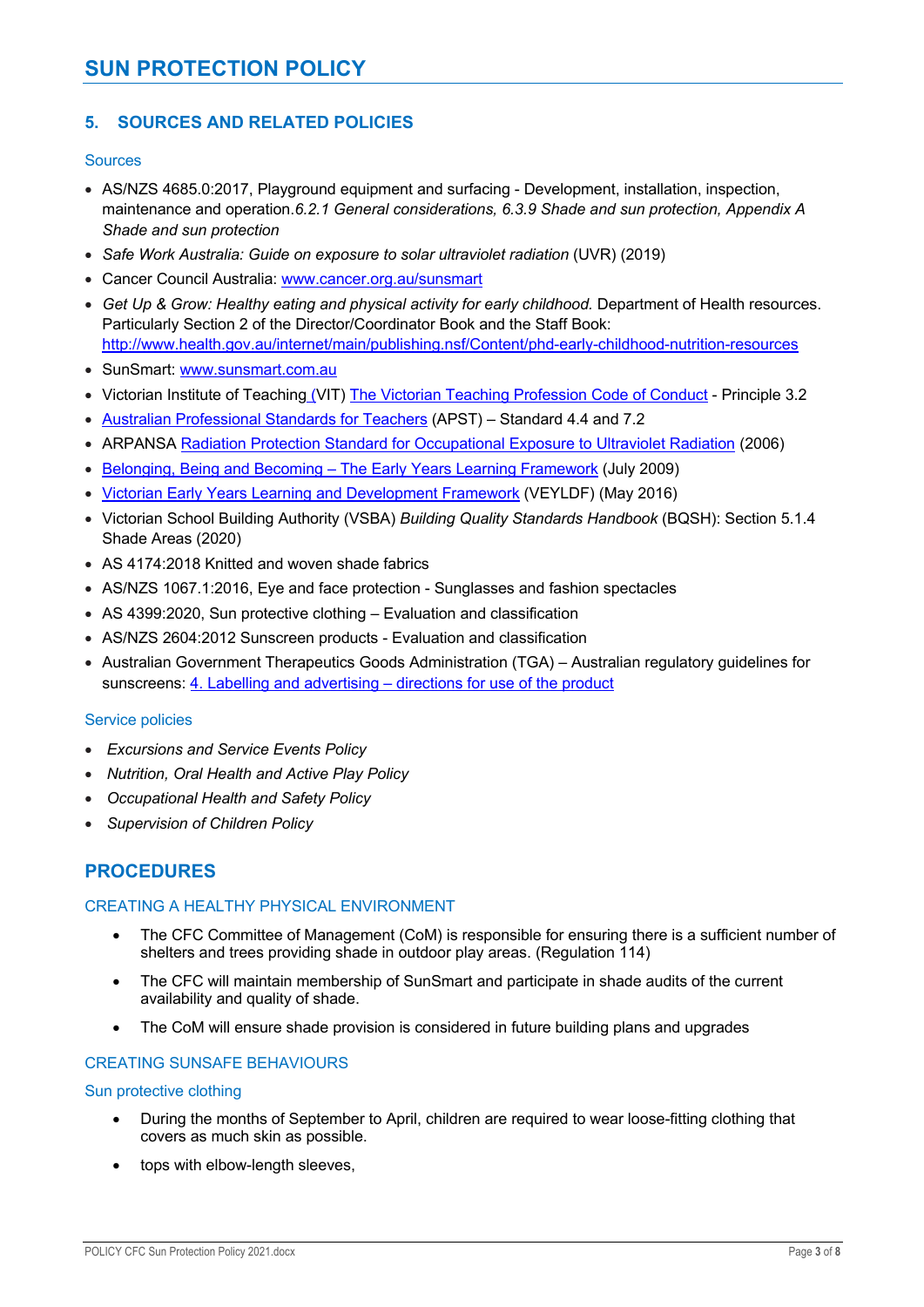## 5. SOURCES AND RELATED POLICIES

### Sources

- AS/NZS 4685.0:2017, Playground equipment and surfacing - Development, installation, inspection, maintenance and operation.*6.2.1 General considerations, 6.3.9 Shade and sun protection, Appendix A Shade and sun protection*
- *Safe Work Australia: Guide on exposure to solar ultraviolet radiation* (UVR) (2019)
- Cancer Council Australia: www.cancer.org.au/sunsmart
- *Get Up & Grow: Healthy eating and physical activity for early childhood.* Department of Health resources. Particularly Section 2 of the Director/Coordinator Book and the Staff Book: http://www.health.gov.au/internet/main/publishing.nsf/Content/phd-early-childhood-nutrition-resources
- SunSmart: www.sunsmart.com.au
- Victorian Institute of Teaching (VIT) The Victorian Teaching Profession Code of Conduct - Principle 3.2
- Australian Professional Standards for Teachers (APST) – Standard 4.4 and 7.2
- ARPANSA Radiation Protection Standard for Occupational Exposure to Ultraviolet Radiation (2006)
- Belonging, Being and Becoming – The Early Years Learning Framework (July 2009)
- Victorian Early Years Learning and Development Framework (VEYLDF) (May 2016)
- Victorian School Building Authority (VSBA) *Building Quality Standards Handbook* (BQSH): Section 5.1.4 Shade Areas (2020)
- AS 4174:2018 Knitted and woven shade fabrics
- AS/NZS 1067.1:2016, Eye and face protection - Sunglasses and fashion spectacles
- AS 4399:2020, Sun protective clothing – Evaluation and classification
- AS/NZS 2604:2012 Sunscreen products - Evaluation and classification
- Australian Government Therapeutics Goods Administration (TGA) – Australian regulatory guidelines for sunscreens: 4. Labelling and advertising – directions for use of the product

### Service policies

- *Excursions and Service Events Policy*
- *Nutrition, Oral Health and Active Play Policy*
- *Occupational Health and Safety Policy*
- *Supervision of Children Policy*

## PROCEDURES

### CREATING A HEALTHY PHYSICAL ENVIRONMENT

- The CFC Committee of Management (CoM) is responsible for ensuring there is a sufficient number of shelters and trees providing shade in outdoor play areas. (Regulation 114)
- The CFC will maintain membership of SunSmart and participate in shade audits of the current availability and quality of shade.
- The CoM will ensure shade provision is considered in future building plans and upgrades

### CREATING SUNSAFE BEHAVIOURS

#### Sun protective clothing

- During the months of September to April, children are required to wear loose-fitting clothing that covers as much skin as possible.
- tops with elbow-length sleeves,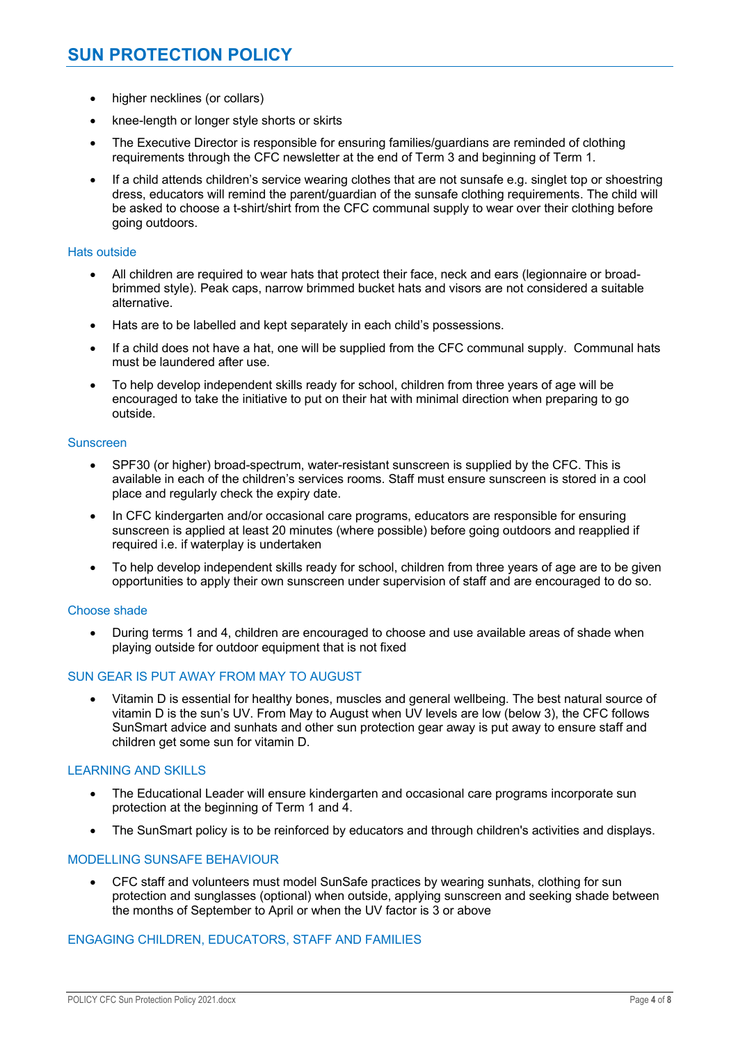- higher necklines (or collars)
- knee-length or longer style shorts or skirts
- The Executive Director is responsible for ensuring families/guardians are reminded of clothing requirements through the CFC newsletter at the end of Term 3 and beginning of Term 1.
- If a child attends children's service wearing clothes that are not sunsafe e.g. singlet top or shoestring dress, educators will remind the parent/guardian of the sunsafe clothing requirements. The child will be asked to choose a t-shirt/shirt from the CFC communal supply to wear over their clothing before going outdoors.

### Hats outside

- All children are required to wear hats that protect their face, neck and ears (legionnaire or broad-brimmed style). Peak caps, narrow brimmed bucket hats and visors are not considered a suitable alternative.
- Hats are to be labelled and kept separately in each child's possessions.
- If a child does not have a hat, one will be supplied from the CFC communal supply. Communal hats must be laundered after use.
- To help develop independent skills ready for school, children from three years of age will be encouraged to take the initiative to put on their hat with minimal direction when preparing to go outside.

### Sunscreen

- SPF30 (or higher) broad-spectrum, water-resistant sunscreen is supplied by the CFC. This is available in each of the children's services rooms. Staff must ensure sunscreen is stored in a cool place and regularly check the expiry date.
- In CFC kindergarten and/or occasional care programs, educators are responsible for ensuring sunscreen is applied at least 20 minutes (where possible) before going outdoors and reapplied if required i.e. if waterplay is undertaken
- To help develop independent skills ready for school, children from three years of age are to be given opportunities to apply their own sunscreen under supervision of staff and are encouraged to do so.

### Choose shade

- During terms 1 and 4, children are encouraged to choose and use available areas of shade when playing outside for outdoor equipment that is not fixed

## SUN GEAR IS PUT AWAY FROM MAY TO AUGUST

- Vitamin D is essential for healthy bones, muscles and general wellbeing. The best natural source of vitamin D is the sun's UV. From May to August when UV levels are low (below 3), the CFC follows SunSmart advice and sunhats and other sun protection gear away is put away to ensure staff and children get some sun for vitamin D.

## LEARNING AND SKILLS

- The Educational Leader will ensure kindergarten and occasional care programs incorporate sun protection at the beginning of Term 1 and 4.
- The SunSmart policy is to be reinforced by educators and through children's activities and displays.

## MODELLING SUNSAFE BEHAVIOUR

- CFC staff and volunteers must model SunSafe practices by wearing sunhats, clothing for sun protection and sunglasses (optional) when outside, applying sunscreen and seeking shade between the months of September to April or when the UV factor is 3 or above

## ENGAGING CHILDREN, EDUCATORS, STAFF AND FAMILIES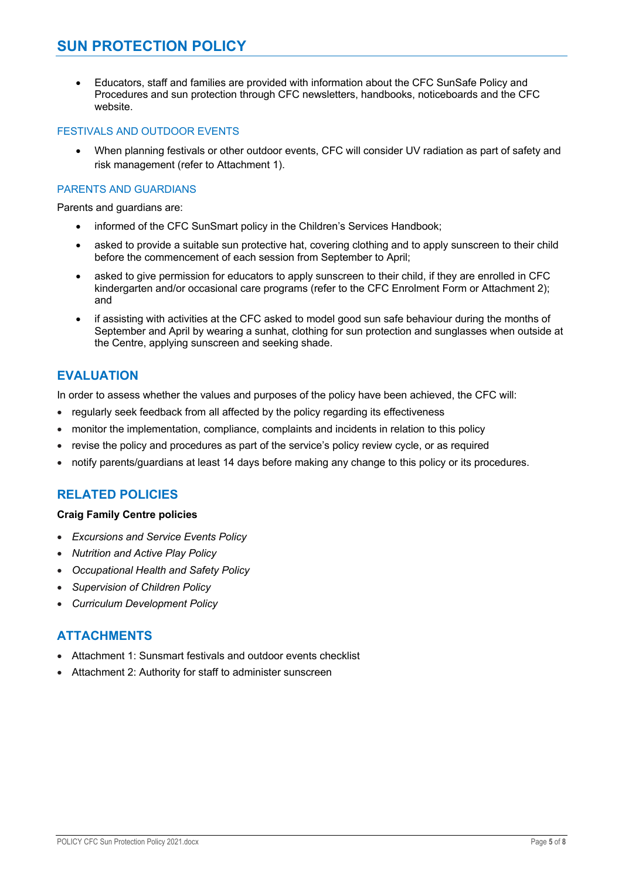- Educators, staff and families are provided with information about the CFC SunSafe Policy and Procedures and sun protection through CFC newsletters, handbooks, noticeboards and the CFC website.

### FESTIVALS AND OUTDOOR EVENTS

- When planning festivals or other outdoor events, CFC will consider UV radiation as part of safety and risk management (refer to Attachment 1).

### PARENTS AND GUARDIANS

Parents and guardians are:

- informed of the CFC SunSmart policy in the Children's Services Handbook;
- asked to provide a suitable sun protective hat, covering clothing and to apply sunscreen to their child before the commencement of each session from September to April;
- asked to give permission for educators to apply sunscreen to their child, if they are enrolled in CFC kindergarten and/or occasional care programs (refer to the CFC Enrolment Form or Attachment 2); and
- if assisting with activities at the CFC asked to model good sun safe behaviour during the months of September and April by wearing a sunhat, clothing for sun protection and sunglasses when outside at the Centre, applying sunscreen and seeking shade.

## EVALUATION

In order to assess whether the values and purposes of the policy have been achieved, the CFC will:

- regularly seek feedback from all affected by the policy regarding its effectiveness
- monitor the implementation, compliance, complaints and incidents in relation to this policy
- revise the policy and procedures as part of the service's policy review cycle, or as required
- notify parents/guardians at least 14 days before making any change to this policy or its procedures.

## RELATED POLICIES

**Craig Family Centre policies**

- *Excursions and Service Events Policy*
- *Nutrition and Active Play Policy*
- *Occupational Health and Safety Policy*
- *Supervision of Children Policy*
- *Curriculum Development Policy*

## ATTACHMENTS

- Attachment 1: Sunsmart festivals and outdoor events checklist
- Attachment 2: Authority for staff to administer sunscreen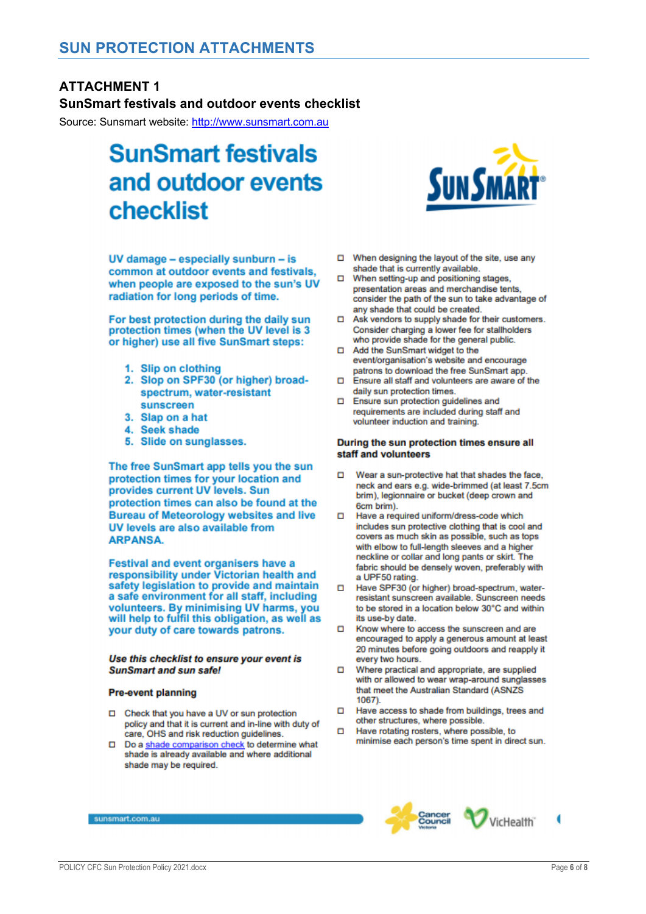# SUN PROTECTION ATTACHMENTS

## ATTACHMENT 1

### SunSmart festivals and outdoor events checklist

Source: Sunsmart website: http://www.sunsmart.com.au

# SunSmart festivals and outdoor events checklist

**UV damage – especially sunburn – is common at outdoor events and festivals, when people are exposed to the sun's UV radiation for long periods of time.**

**For best protection during the daily sun protection times (when the UV level is 3 or higher) use all five SunSmart steps:**

1. **Slip on clothing**
2. **Slop on SPF30 (or higher) broad-spectrum, water-resistant sunscreen**
3. **Slap on a hat**
4. **Seek shade**
5. **Slide on sunglasses.**

**The free SunSmart app tells you the sun protection times for your location and provides current UV levels. Sun protection times can also be found at the Bureau of Meteorology websites and live UV levels are also available from ARPANSA.**

**Festival and event organisers have a responsibility under Victorian health and safety legislation to provide and maintain a safe environment for all staff, including volunteers. By minimising UV harms, you will help to fulfil this obligation, as well as your duty of care towards patrons.**

***Use this checklist to ensure your event is SunSmart and sun safe!***

**Pre-event planning**

- ☐ Check that you have a UV or sun protection policy and that it is current and in-line with duty of care, OHS and risk reduction guidelines.
- ☐ Do a shade comparison check to determine what shade is already available and where additional shade may be required.
- ☐ When designing the layout of the site, use any shade that is currently available.
- ☐ When setting-up and positioning stages, presentation areas and merchandise tents, consider the path of the sun to take advantage of any shade that could be created.
- ☐ Ask vendors to supply shade for their customers. Consider charging a lower fee for stallholders who provide shade for the general public.
- ☐ Add the SunSmart widget to the event/organisation's website and encourage patrons to download the free SunSmart app.
- ☐ Ensure all staff and volunteers are aware of the daily sun protection times.
- ☐ Ensure sun protection guidelines and requirements are included during staff and volunteer induction and training.

**During the sun protection times ensure all staff and volunteers**

- ☐ Wear a sun-protective hat that shades the face, neck and ears e.g. wide-brimmed (at least 7.5cm brim), legionnaire or bucket (deep crown and 6cm brim).
- ☐ Have a required uniform/dress-code which includes sun protective clothing that is cool and covers as much skin as possible, such as tops with elbow to full-length sleeves and a higher neckline or collar and long pants or skirt. The fabric should be densely woven, preferably with a UPF50 rating.
- ☐ Have SPF30 (or higher) broad-spectrum, water-resistant sunscreen available. Sunscreen needs to be stored in a location below 30°C and within its use-by date.
- ☐ Know where to access the sunscreen and are encouraged to apply a generous amount at least 20 minutes before going outdoors and reapply it every two hours.
- ☐ Where practical and appropriate, are supplied with or allowed to wear wrap-around sunglasses that meet the Australian Standard (ASNZS 1067).
- ☐ Have access to shade from buildings, trees and other structures, where possible.
- ☐ Have rotating rosters, where possible, to minimise each person's time spent in direct sun.

sunsmart.com.au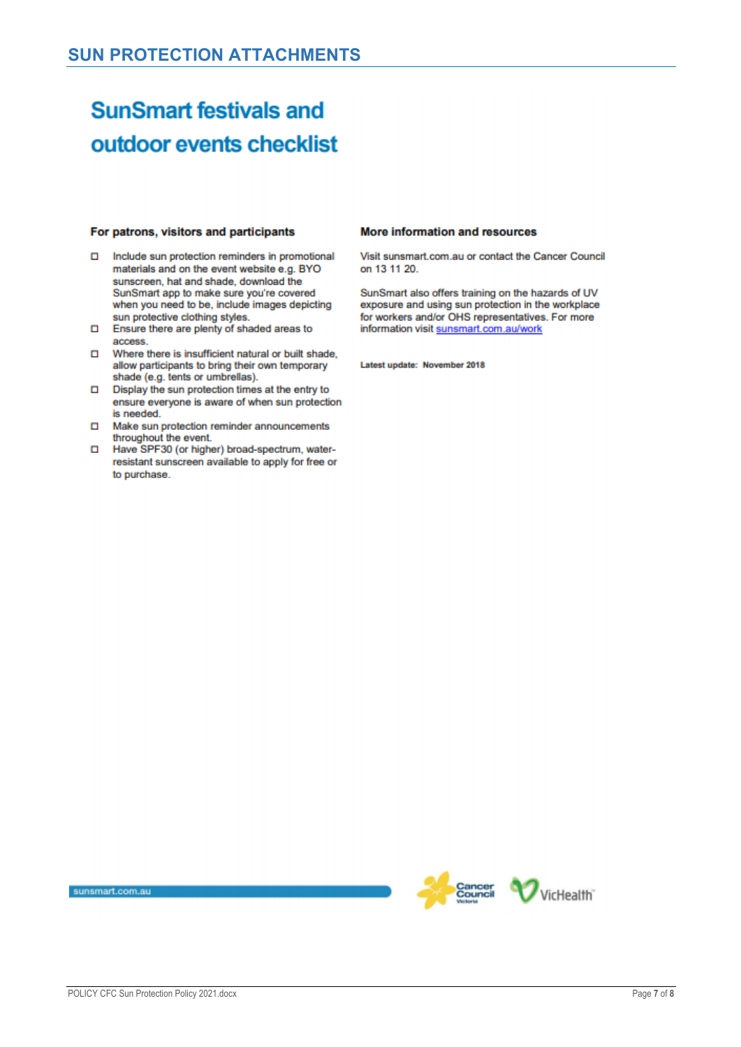## SUN PROTECTION ATTACHMENTS

# SunSmart festivals and outdoor events checklist

### For patrons, visitors and participants

- ☐ Include sun protection reminders in promotional materials and on the event website e.g. BYO sunscreen, hat and shade, download the SunSmart app to make sure you're covered when you need to be, include images depicting sun protective clothing styles.
- ☐ Ensure there are plenty of shaded areas to access.
- ☐ Where there is insufficient natural or built shade, allow participants to bring their own temporary shade (e.g. tents or umbrellas).
- ☐ Display the sun protection times at the entry to ensure everyone is aware of when sun protection is needed.
- ☐ Make sun protection reminder announcements throughout the event.
- ☐ Have SPF30 (or higher) broad-spectrum, water-resistant sunscreen available to apply for free or to purchase.

### More information and resources

Visit sunsmart.com.au or contact the Cancer Council on 13 11 20.

SunSmart also offers training on the hazards of UV exposure and using sun protection in the workplace for workers and/or OHS representatives. For more information visit sunsmart.com.au/work

**Latest update: November 2018**

sunsmart.com.au

Cancer Council Victoria VicHealth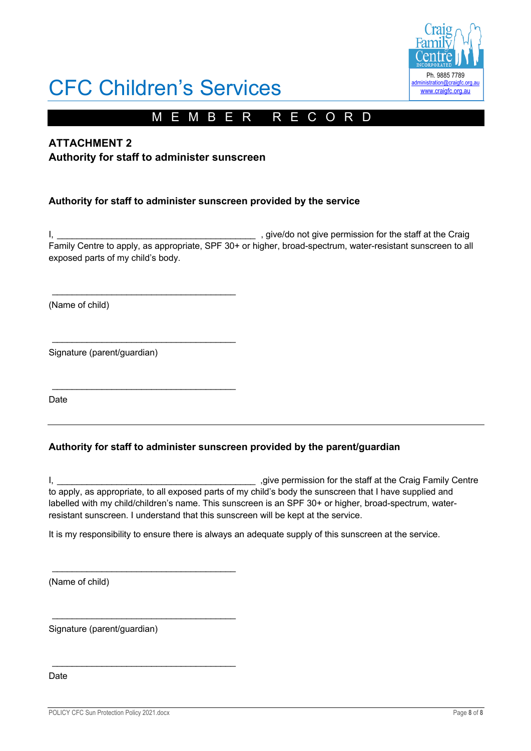# CFC Children's Services

Ph. 9885 7789
administration@craigfc.org.au
www.craigfc.org.au

M E M B E R   R E C O R D

**ATTACHMENT 2**
**Authority for staff to administer sunscreen**

**Authority for staff to administer sunscreen provided by the service**

I, ________________________________________ , give/do not give permission for the staff at the Craig Family Centre to apply, as appropriate, SPF 30+ or higher, broad-spectrum, water-resistant sunscreen to all exposed parts of my child's body.

______________________________________

(Name of child)

______________________________________

Signature (parent/guardian)

______________________________________

Date

---

**Authority for staff to administer sunscreen provided by the parent/guardian**

I, ________________________________________ ,give permission for the staff at the Craig Family Centre to apply, as appropriate, to all exposed parts of my child's body the sunscreen that I have supplied and labelled with my child/children's name. This sunscreen is an SPF 30+ or higher, broad-spectrum, water-resistant sunscreen. I understand that this sunscreen will be kept at the service.

It is my responsibility to ensure there is always an adequate supply of this sunscreen at the service.

______________________________________

(Name of child)

______________________________________

Signature (parent/guardian)

______________________________________

Date